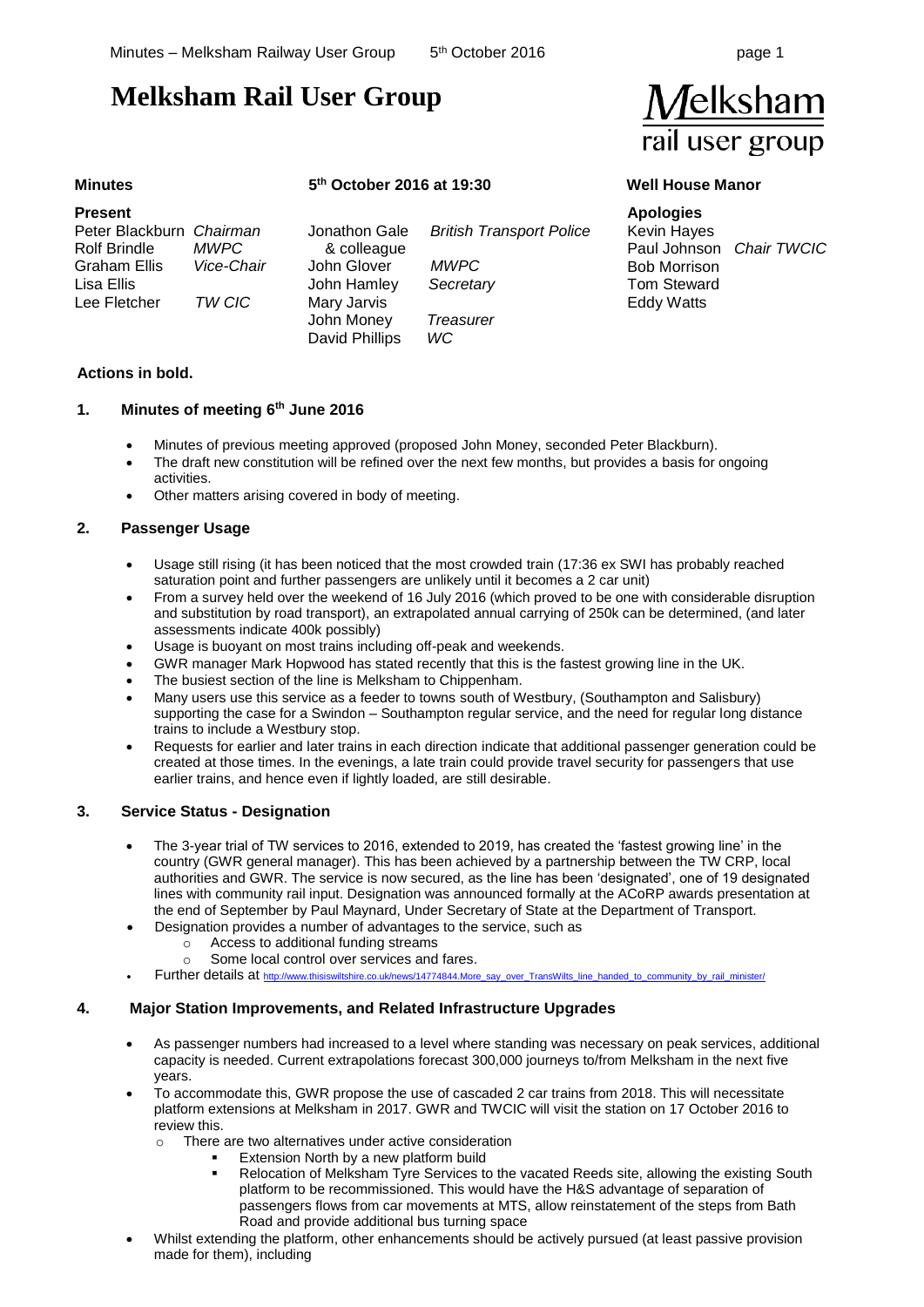# Melksham Rail User Group

Melksham rail user group

**Minutes** — **5th October 2016 at 19:30** — **Well House Manor**

**Present**

| Name | Role | Name | Role |
|---|---|---|---|
| Peter Blackburn | *Chairman* | Jonathon Gale & colleague | *British Transport Police* |
| Rolf Brindle | *MWPC* | John Glover | *MWPC* |
| Graham Ellis | *Vice-Chair* | John Hamley | *Secretary* |
| Lisa Ellis | | Mary Jarvis | |
| Lee Fletcher | *TW CIC* | John Money | *Treasurer* |
| | | David Phillips | *WC* |

**Apologies**

Kevin Hayes
Paul Johnson *Chair TWCIC*
Bob Morrison
Tom Steward
Eddy Watts

**Actions in bold.**

## 1. Minutes of meeting 6th June 2016

- Minutes of previous meeting approved (proposed John Money, seconded Peter Blackburn).
- The draft new constitution will be refined over the next few months, but provides a basis for ongoing activities.
- Other matters arising covered in body of meeting.

## 2. Passenger Usage

- Usage still rising (it has been noticed that the most crowded train (17:36 ex SWI has probably reached saturation point and further passengers are unlikely until it becomes a 2 car unit)
- From a survey held over the weekend of 16 July 2016 (which proved to be one with considerable disruption and substitution by road transport), an extrapolated annual carrying of 250k can be determined, (and later assessments indicate 400k possibly)
- Usage is buoyant on most trains including off-peak and weekends.
- GWR manager Mark Hopwood has stated recently that this is the fastest growing line in the UK.
- The busiest section of the line is Melksham to Chippenham.
- Many users use this service as a feeder to towns south of Westbury, (Southampton and Salisbury) supporting the case for a Swindon – Southampton regular service, and the need for regular long distance trains to include a Westbury stop.
- Requests for earlier and later trains in each direction indicate that additional passenger generation could be created at those times. In the evenings, a late train could provide travel security for passengers that use earlier trains, and hence even if lightly loaded, are still desirable.

## 3. Service Status - Designation

- The 3-year trial of TW services to 2016, extended to 2019, has created the 'fastest growing line' in the country (GWR general manager). This has been achieved by a partnership between the TW CRP, local authorities and GWR. The service is now secured, as the line has been 'designated', one of 19 designated lines with community rail input. Designation was announced formally at the ACoRP awards presentation at the end of September by Paul Maynard, Under Secretary of State at the Department of Transport.
- Designation provides a number of advantages to the service, such as
  - Access to additional funding streams
  - Some local control over services and fares.
- Further details at http://www.thisiswiltshire.co.uk/news/14774844.More_say_over_TransWilts_line_handed_to_community_by_rail_minister/

## 4. Major Station Improvements, and Related Infrastructure Upgrades

- As passenger numbers had increased to a level where standing was necessary on peak services, additional capacity is needed. Current extrapolations forecast 300,000 journeys to/from Melksham in the next five years.
- To accommodate this, GWR propose the use of cascaded 2 car trains from 2018. This will necessitate platform extensions at Melksham in 2017. GWR and TWCIC will visit the station on 17 October 2016 to review this.
  - There are two alternatives under active consideration
    - Extension North by a new platform build
    - Relocation of Melksham Tyre Services to the vacated Reeds site, allowing the existing South platform to be recommissioned. This would have the H&S advantage of separation of passengers flows from car movements at MTS, allow reinstatement of the steps from Bath Road and provide additional bus turning space
- Whilst extending the platform, other enhancements should be actively pursued (at least passive provision made for them), including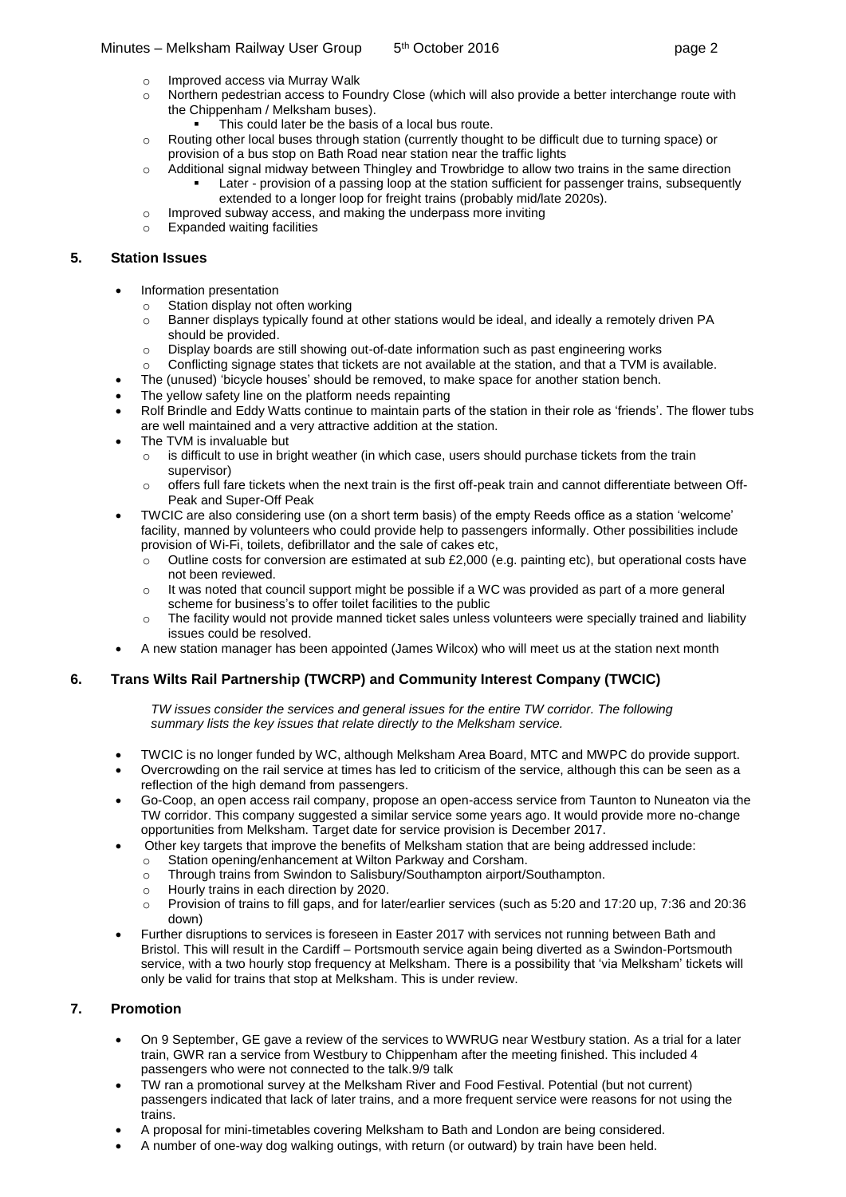- Improved access via Murray Walk
- Northern pedestrian access to Foundry Close (which will also provide a better interchange route with the Chippenham / Melksham buses).
  - This could later be the basis of a local bus route.
- Routing other local buses through station (currently thought to be difficult due to turning space) or provision of a bus stop on Bath Road near station near the traffic lights
- Additional signal midway between Thingley and Trowbridge to allow two trains in the same direction
  - Later - provision of a passing loop at the station sufficient for passenger trains, subsequently extended to a longer loop for freight trains (probably mid/late 2020s).
- Improved subway access, and making the underpass more inviting
- Expanded waiting facilities

## 5. Station Issues

- Information presentation
  - Station display not often working
  - Banner displays typically found at other stations would be ideal, and ideally a remotely driven PA should be provided.
  - Display boards are still showing out-of-date information such as past engineering works
  - Conflicting signage states that tickets are not available at the station, and that a TVM is available.
- The (unused) 'bicycle houses' should be removed, to make space for another station bench.
- The yellow safety line on the platform needs repainting
- Rolf Brindle and Eddy Watts continue to maintain parts of the station in their role as 'friends'. The flower tubs are well maintained and a very attractive addition at the station.
- The TVM is invaluable but
  - is difficult to use in bright weather (in which case, users should purchase tickets from the train supervisor)
  - offers full fare tickets when the next train is the first off-peak train and cannot differentiate between Off-Peak and Super-Off Peak
- TWCIC are also considering use (on a short term basis) of the empty Reeds office as a station 'welcome' facility, manned by volunteers who could provide help to passengers informally. Other possibilities include provision of Wi-Fi, toilets, defibrillator and the sale of cakes etc,
  - Outline costs for conversion are estimated at sub £2,000 (e.g. painting etc), but operational costs have not been reviewed.
  - It was noted that council support might be possible if a WC was provided as part of a more general scheme for business's to offer toilet facilities to the public
  - The facility would not provide manned ticket sales unless volunteers were specially trained and liability issues could be resolved.
- A new station manager has been appointed (James Wilcox) who will meet us at the station next month

## 6. Trans Wilts Rail Partnership (TWCRP) and Community Interest Company (TWCIC)

*TW issues consider the services and general issues for the entire TW corridor. The following summary lists the key issues that relate directly to the Melksham service.*

- TWCIC is no longer funded by WC, although Melksham Area Board, MTC and MWPC do provide support.
- Overcrowding on the rail service at times has led to criticism of the service, although this can be seen as a reflection of the high demand from passengers.
- Go-Coop, an open access rail company, propose an open-access service from Taunton to Nuneaton via the TW corridor. This company suggested a similar service some years ago. It would provide more no-change opportunities from Melksham. Target date for service provision is December 2017.
- Other key targets that improve the benefits of Melksham station that are being addressed include:
  - Station opening/enhancement at Wilton Parkway and Corsham.
  - Through trains from Swindon to Salisbury/Southampton airport/Southampton.
  - Hourly trains in each direction by 2020.
  - Provision of trains to fill gaps, and for later/earlier services (such as 5:20 and 17:20 up, 7:36 and 20:36 down)
- Further disruptions to services is foreseen in Easter 2017 with services not running between Bath and Bristol. This will result in the Cardiff – Portsmouth service again being diverted as a Swindon-Portsmouth service, with a two hourly stop frequency at Melksham. There is a possibility that 'via Melksham' tickets will only be valid for trains that stop at Melksham. This is under review.

## 7. Promotion

- On 9 September, GE gave a review of the services to WWRUG near Westbury station. As a trial for a later train, GWR ran a service from Westbury to Chippenham after the meeting finished. This included 4 passengers who were not connected to the talk.9/9 talk
- TW ran a promotional survey at the Melksham River and Food Festival. Potential (but not current) passengers indicated that lack of later trains, and a more frequent service were reasons for not using the trains.
- A proposal for mini-timetables covering Melksham to Bath and London are being considered.
- A number of one-way dog walking outings, with return (or outward) by train have been held.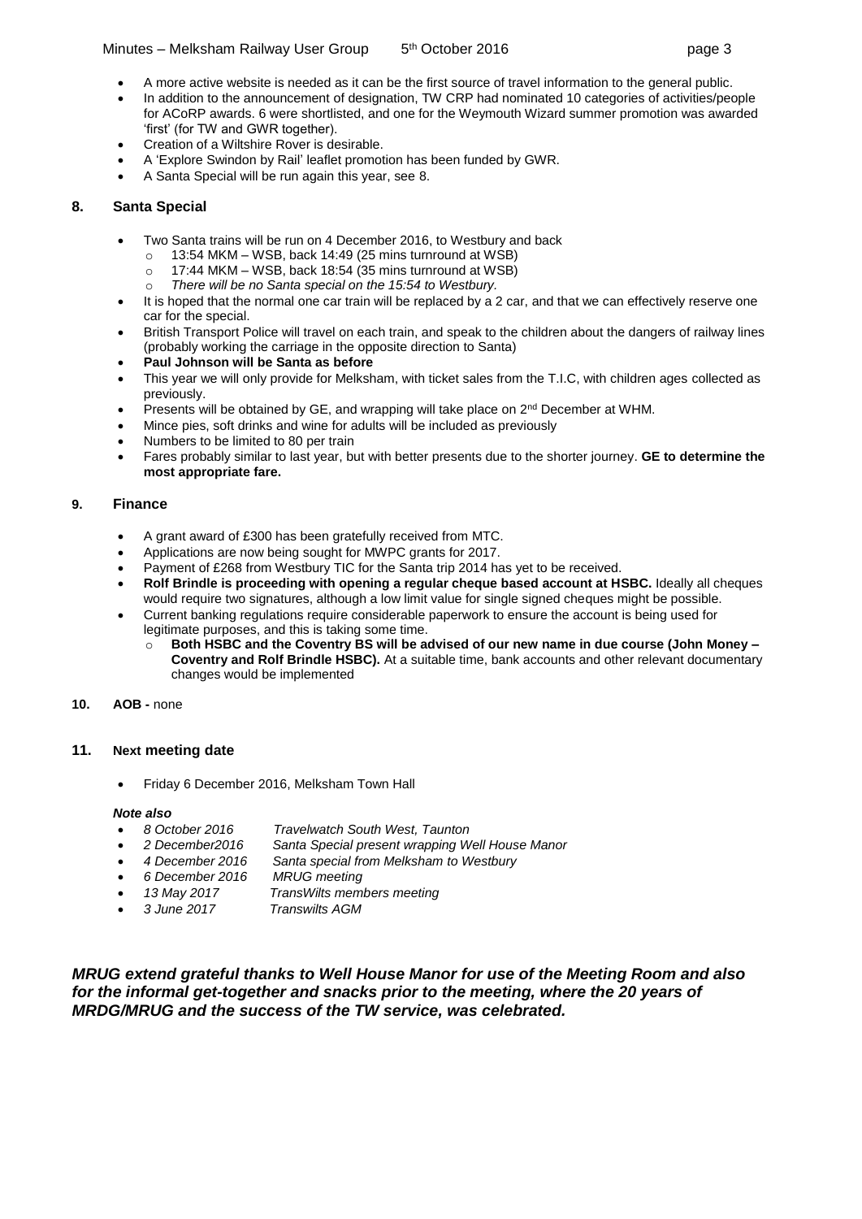- A more active website is needed as it can be the first source of travel information to the general public.
- In addition to the announcement of designation, TW CRP had nominated 10 categories of activities/people for ACoRP awards. 6 were shortlisted, and one for the Weymouth Wizard summer promotion was awarded 'first' (for TW and GWR together).
- Creation of a Wiltshire Rover is desirable.
- A 'Explore Swindon by Rail' leaflet promotion has been funded by GWR.
- A Santa Special will be run again this year, see 8.

## 8. Santa Special

- Two Santa trains will be run on 4 December 2016, to Westbury and back
  - 13:54 MKM – WSB, back 14:49 (25 mins turnround at WSB)
  - 17:44 MKM – WSB, back 18:54 (35 mins turnround at WSB)
  - *There will be no Santa special on the 15:54 to Westbury.*
- It is hoped that the normal one car train will be replaced by a 2 car, and that we can effectively reserve one car for the special.
- British Transport Police will travel on each train, and speak to the children about the dangers of railway lines (probably working the carriage in the opposite direction to Santa)
- **Paul Johnson will be Santa as before**
- This year we will only provide for Melksham, with ticket sales from the T.I.C, with children ages collected as previously.
- Presents will be obtained by GE, and wrapping will take place on 2nd December at WHM.
- Mince pies, soft drinks and wine for adults will be included as previously
- Numbers to be limited to 80 per train
- Fares probably similar to last year, but with better presents due to the shorter journey. **GE to determine the most appropriate fare.**

## 9. Finance

- A grant award of £300 has been gratefully received from MTC.
- Applications are now being sought for MWPC grants for 2017.
- Payment of £268 from Westbury TIC for the Santa trip 2014 has yet to be received.
- **Rolf Brindle is proceeding with opening a regular cheque based account at HSBC.** Ideally all cheques would require two signatures, although a low limit value for single signed cheques might be possible.
- Current banking regulations require considerable paperwork to ensure the account is being used for legitimate purposes, and this is taking some time.
  - **Both HSBC and the Coventry BS will be advised of our new name in due course (John Money – Coventry and Rolf Brindle HSBC).** At a suitable time, bank accounts and other relevant documentary changes would be implemented

## 10. AOB - none

## 11. Next meeting date

- Friday 6 December 2016, Melksham Town Hall

***Note also***

- *8 October 2016 Travelwatch South West, Taunton*
- *2 December2016 Santa Special present wrapping Well House Manor*
- *4 December 2016 Santa special from Melksham to Westbury*
- *6 December 2016 MRUG meeting*
- *13 May 2017 TransWilts members meeting*
- *3 June 2017 Transwilts AGM*

***MRUG extend grateful thanks to Well House Manor for use of the Meeting Room and also for the informal get-together and snacks prior to the meeting, where the 20 years of MRDG/MRUG and the success of the TW service, was celebrated.***